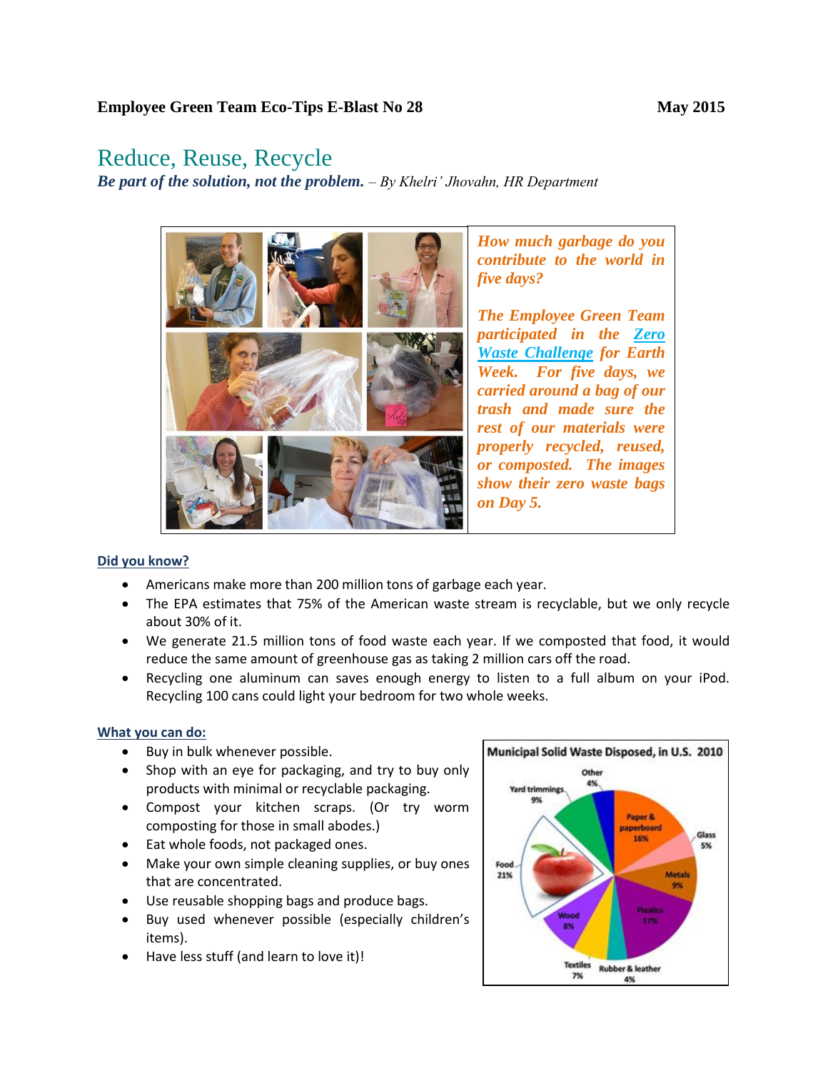**Employee Green Team Eco-Tips E-Blast No 28** **May 2015**

# Reduce, Reuse, Recycle

***Be part of the solution, not the problem.*** *– By Khelri' Jhovahn, HR Department*

***How much garbage do you contribute to the world in five days?***

***The Employee Green Team participated in the Zero Waste Challenge for Earth Week. For five days, we carried around a bag of our trash and made sure the rest of our materials were properly recycled, reused, or composted. The images show their zero waste bags on Day 5.***

## Did you know?

- Americans make more than 200 million tons of garbage each year.
- The EPA estimates that 75% of the American waste stream is recyclable, but we only recycle about 30% of it.
- We generate 21.5 million tons of food waste each year. If we composted that food, it would reduce the same amount of greenhouse gas as taking 2 million cars off the road.
- Recycling one aluminum can saves enough energy to listen to a full album on your iPod. Recycling 100 cans could light your bedroom for two whole weeks.

## What you can do:

- Buy in bulk whenever possible.
- Shop with an eye for packaging, and try to buy only products with minimal or recyclable packaging.
- Compost your kitchen scraps. (Or try worm composting for those in small abodes.)
- Eat whole foods, not packaged ones.
- Make your own simple cleaning supplies, or buy ones that are concentrated.
- Use reusable shopping bags and produce bags.
- Buy used whenever possible (especially children's items).
- Have less stuff (and learn to love it)!

**Municipal Solid Waste Disposed, in U.S. 2010**

| Category | Percent |
|---|---|
| Paper & paperboard | 16% |
| Glass | 5% |
| Metals | 9% |
| Plastics | 17% |
| Rubber & leather | 4% |
| Textiles | 7% |
| Wood | 8% |
| Food | 21% |
| Yard trimmings | 9% |
| Other | 4% |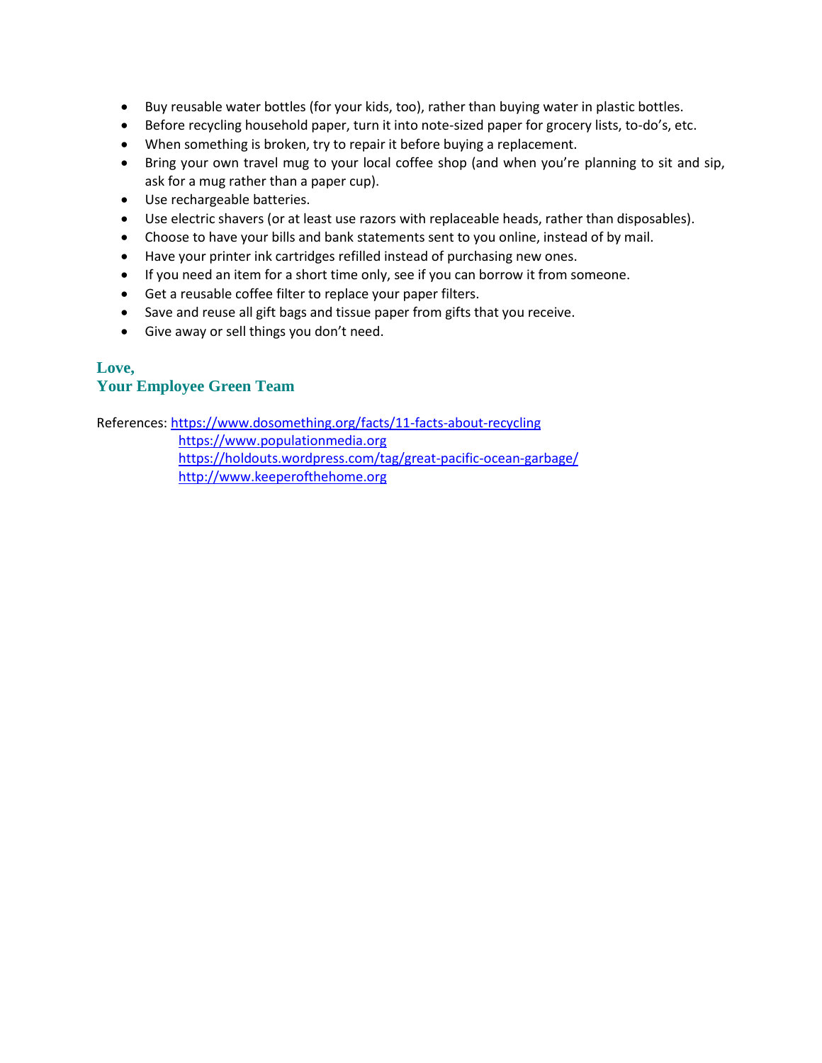- Buy reusable water bottles (for your kids, too), rather than buying water in plastic bottles.
- Before recycling household paper, turn it into note-sized paper for grocery lists, to-do's, etc.
- When something is broken, try to repair it before buying a replacement.
- Bring your own travel mug to your local coffee shop (and when you're planning to sit and sip, ask for a mug rather than a paper cup).
- Use rechargeable batteries.
- Use electric shavers (or at least use razors with replaceable heads, rather than disposables).
- Choose to have your bills and bank statements sent to you online, instead of by mail.
- Have your printer ink cartridges refilled instead of purchasing new ones.
- If you need an item for a short time only, see if you can borrow it from someone.
- Get a reusable coffee filter to replace your paper filters.
- Save and reuse all gift bags and tissue paper from gifts that you receive.
- Give away or sell things you don't need.

**Love,**
**Your Employee Green Team**

References: https://www.dosomething.org/facts/11-facts-about-recycling
https://www.populationmedia.org
https://holdouts.wordpress.com/tag/great-pacific-ocean-garbage/
http://www.keeperofthehome.org